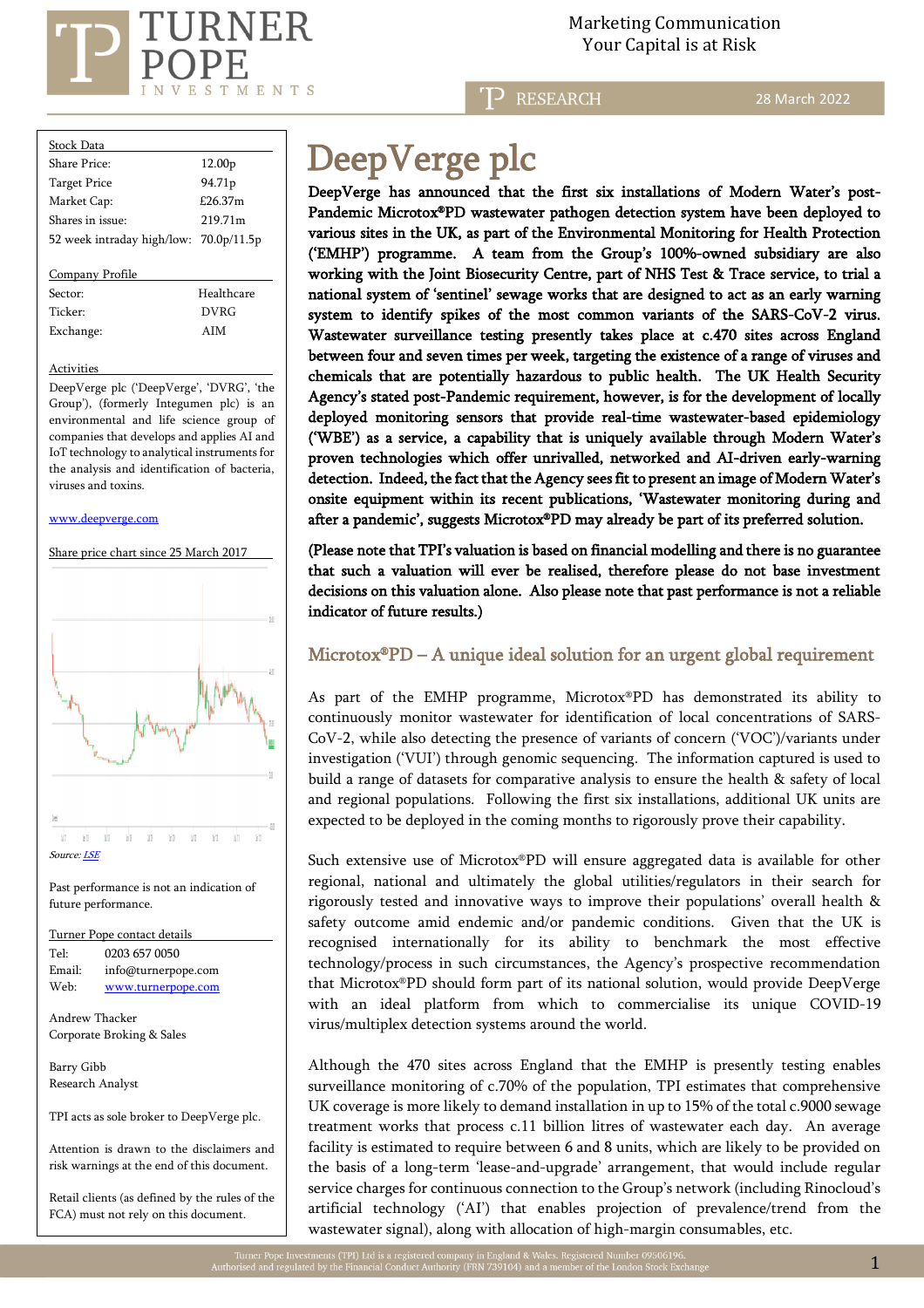Marketing Communication
Your Capital is at Risk

RESEARCH

28 March 2022

# DeepVerge plc

**DeepVerge has announced that the first six installations of Modern Water's post-Pandemic Microtox®PD wastewater pathogen detection system have been deployed to various sites in the UK, as part of the Environmental Monitoring for Health Protection ('EMHP') programme. A team from the Group's 100%-owned subsidiary are also working with the Joint Biosecurity Centre, part of NHS Test & Trace service, to trial a national system of 'sentinel' sewage works that are designed to act as an early warning system to identify spikes of the most common variants of the SARS-CoV-2 virus. Wastewater surveillance testing presently takes place at c.470 sites across England between four and seven times per week, targeting the existence of a range of viruses and chemicals that are potentially hazardous to public health. The UK Health Security Agency's stated post-Pandemic requirement, however, is for the development of locally deployed monitoring sensors that provide real-time wastewater-based epidemiology ('WBE') as a service, a capability that is uniquely available through Modern Water's proven technologies which offer unrivalled, networked and AI-driven early-warning detection. Indeed, the fact that the Agency sees fit to present an image of Modern Water's onsite equipment within its recent publications, 'Wastewater monitoring during and after a pandemic', suggests Microtox®PD may already be part of its preferred solution.**

**(Please note that TPI's valuation is based on financial modelling and there is no guarantee that such a valuation will ever be realised, therefore please do not base investment decisions on this valuation alone. Also please note that past performance is not a reliable indicator of future results.)**

## Microtox®PD – A unique ideal solution for an urgent global requirement

As part of the EMHP programme, Microtox®PD has demonstrated its ability to continuously monitor wastewater for identification of local concentrations of SARS-CoV-2, while also detecting the presence of variants of concern ('VOC')/variants under investigation ('VUI') through genomic sequencing. The information captured is used to build a range of datasets for comparative analysis to ensure the health & safety of local and regional populations. Following the first six installations, additional UK units are expected to be deployed in the coming months to rigorously prove their capability.

Such extensive use of Microtox®PD will ensure aggregated data is available for other regional, national and ultimately the global utilities/regulators in their search for rigorously tested and innovative ways to improve their populations' overall health & safety outcome amid endemic and/or pandemic conditions. Given that the UK is recognised internationally for its ability to benchmark the most effective technology/process in such circumstances, the Agency's prospective recommendation that Microtox®PD should form part of its national solution, would provide DeepVerge with an ideal platform from which to commercialise its unique COVID-19 virus/multiplex detection systems around the world.

Although the 470 sites across England that the EMHP is presently testing enables surveillance monitoring of c.70% of the population, TPI estimates that comprehensive UK coverage is more likely to demand installation in up to 15% of the total c.9000 sewage treatment works that process c.11 billion litres of wastewater each day. An average facility is estimated to require between 6 and 8 units, which are likely to be provided on the basis of a long-term 'lease-and-upgrade' arrangement, that would include regular service charges for continuous connection to the Group's network (including Rinocloud's artificial technology ('AI') that enables projection of prevalence/trend from the wastewater signal), along with allocation of high-margin consumables, etc.

| Stock Data | |
|---|---|
| Share Price: | 12.00p |
| Target Price | 94.71p |
| Market Cap: | £26.37m |
| Shares in issue: | 219.71m |
| 52 week intraday high/low: | 70.0p/11.5p |

| Company Profile | |
|---|---|
| Sector: | Healthcare |
| Ticker: | DVRG |
| Exchange: | AIM |

**Activities**

DeepVerge plc ('DeepVerge', 'DVRG', 'the Group'), (formerly Integumen plc) is an environmental and life science group of companies that develops and applies AI and IoT technology to analytical instruments for the analysis and identification of bacteria, viruses and toxins.

www.deepverge.com

Share price chart since 25 March 2017

Source: LSE

Past performance is not an indication of future performance.

**Turner Pope contact details**

Tel: 0203 657 0050
Email: info@turnerpope.com
Web: www.turnerpope.com

Andrew Thacker
Corporate Broking & Sales

Barry Gibb
Research Analyst

TPI acts as sole broker to DeepVerge plc.

Attention is drawn to the disclaimers and risk warnings at the end of this document.

Retail clients (as defined by the rules of the FCA) must not rely on this document.

Turner Pope Investments (TPI) Ltd is a registered company in England & Wales. Registered Number 09506196.
Authorised and regulated by the Financial Conduct Authority (FRN 739104) and a member of the London Stock Exchange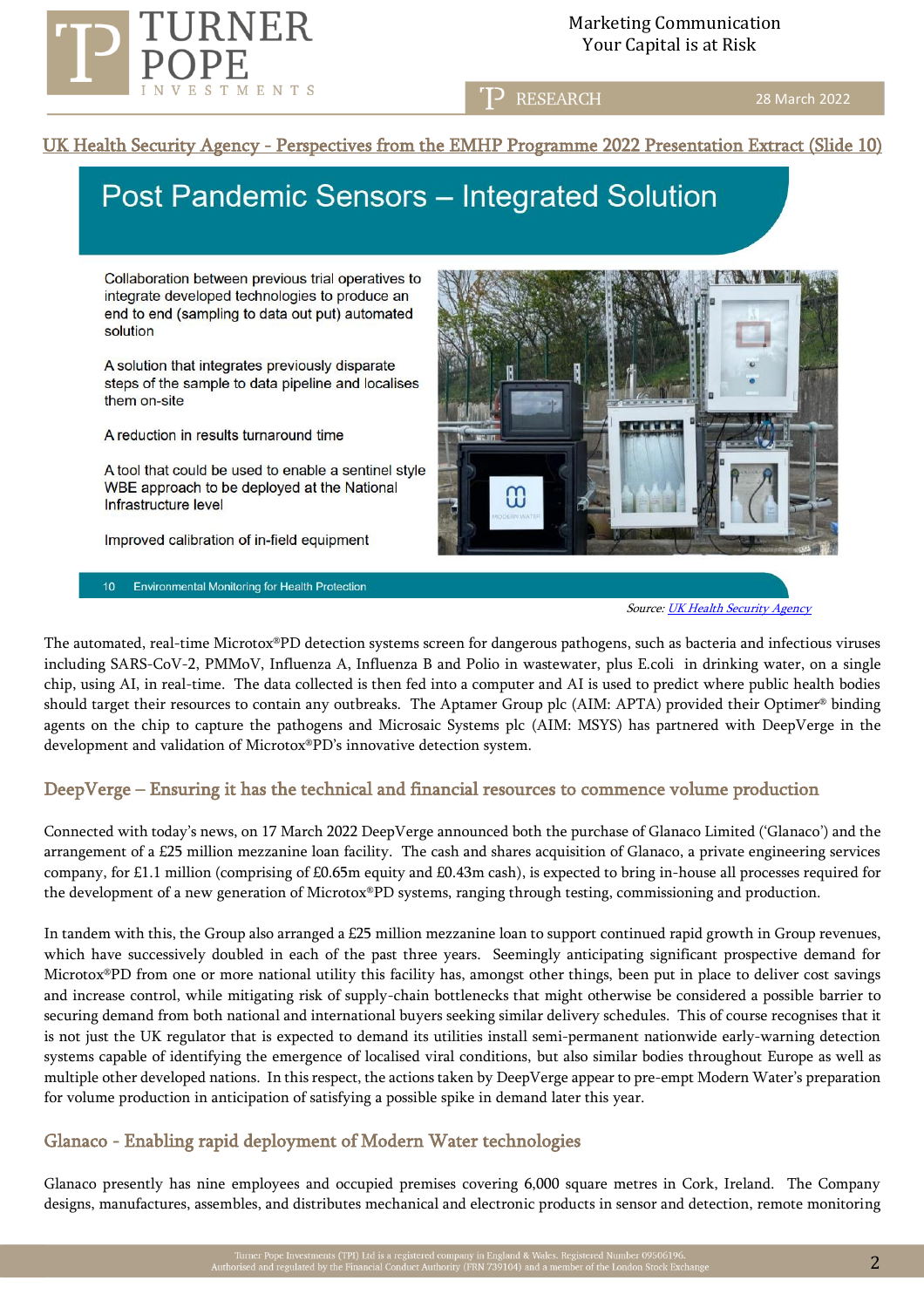## UK Health Security Agency - Perspectives from the EMHP Programme 2022 Presentation Extract (Slide 10)

### Post Pandemic Sensors – Integrated Solution

Collaboration between previous trial operatives to integrate developed technologies to produce an end to end (sampling to data out put) automated solution

A solution that integrates previously disparate steps of the sample to data pipeline and localises them on-site

A reduction in results turnaround time

A tool that could be used to enable a sentinel style WBE approach to be deployed at the National Infrastructure level

Improved calibration of in-field equipment

10 Environmental Monitoring for Health Protection

*Source: UK Health Security Agency*

The automated, real-time Microtox®PD detection systems screen for dangerous pathogens, such as bacteria and infectious viruses including SARS-CoV-2, PMMoV, Influenza A, Influenza B and Polio in wastewater, plus E.coli in drinking water, on a single chip, using AI, in real-time. The data collected is then fed into a computer and AI is used to predict where public health bodies should target their resources to contain any outbreaks. The Aptamer Group plc (AIM: APTA) provided their Optimer® binding agents on the chip to capture the pathogens and Microsaic Systems plc (AIM: MSYS) has partnered with DeepVerge in the development and validation of Microtox®PD's innovative detection system.

## DeepVerge – Ensuring it has the technical and financial resources to commence volume production

Connected with today's news, on 17 March 2022 DeepVerge announced both the purchase of Glanaco Limited ('Glanaco') and the arrangement of a £25 million mezzanine loan facility. The cash and shares acquisition of Glanaco, a private engineering services company, for £1.1 million (comprising of £0.65m equity and £0.43m cash), is expected to bring in-house all processes required for the development of a new generation of Microtox®PD systems, ranging through testing, commissioning and production.

In tandem with this, the Group also arranged a £25 million mezzanine loan to support continued rapid growth in Group revenues, which have successively doubled in each of the past three years. Seemingly anticipating significant prospective demand for Microtox®PD from one or more national utility this facility has, amongst other things, been put in place to deliver cost savings and increase control, while mitigating risk of supply-chain bottlenecks that might otherwise be considered a possible barrier to securing demand from both national and international buyers seeking similar delivery schedules. This of course recognises that it is not just the UK regulator that is expected to demand its utilities install semi-permanent nationwide early-warning detection systems capable of identifying the emergence of localised viral conditions, but also similar bodies throughout Europe as well as multiple other developed nations. In this respect, the actions taken by DeepVerge appear to pre-empt Modern Water's preparation for volume production in anticipation of satisfying a possible spike in demand later this year.

## Glanaco - Enabling rapid deployment of Modern Water technologies

Glanaco presently has nine employees and occupied premises covering 6,000 square metres in Cork, Ireland. The Company designs, manufactures, assembles, and distributes mechanical and electronic products in sensor and detection, remote monitoring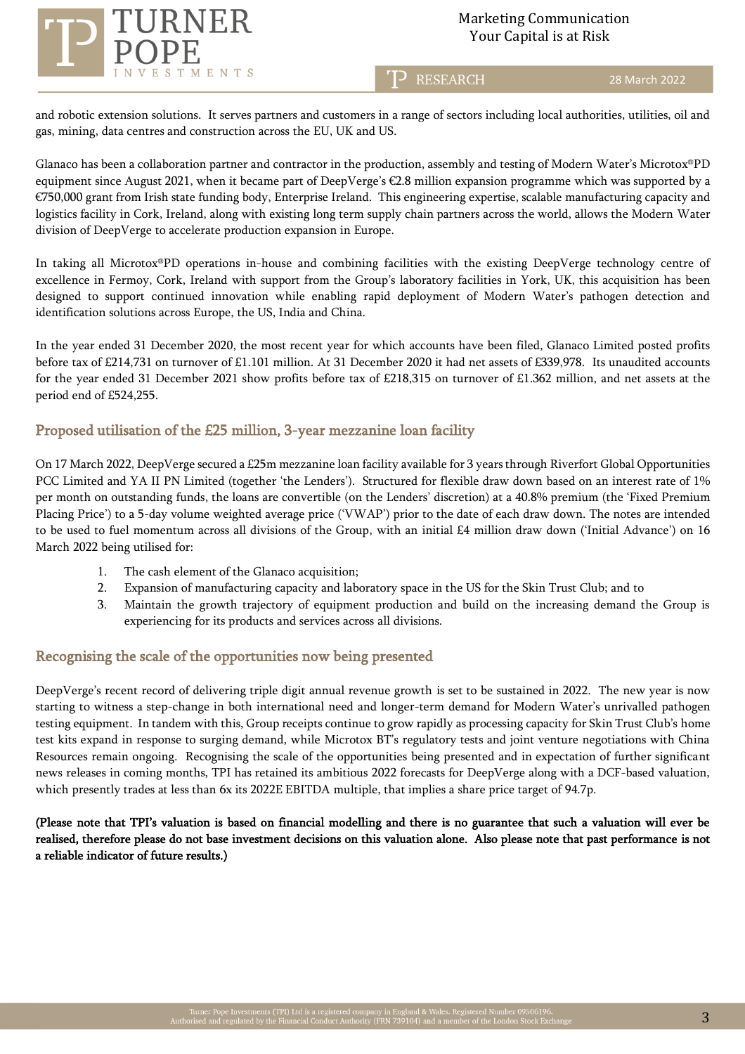and robotic extension solutions. It serves partners and customers in a range of sectors including local authorities, utilities, oil and gas, mining, data centres and construction across the EU, UK and US.

Glanaco has been a collaboration partner and contractor in the production, assembly and testing of Modern Water's Microtox®PD equipment since August 2021, when it became part of DeepVerge's €2.8 million expansion programme which was supported by a €750,000 grant from Irish state funding body, Enterprise Ireland. This engineering expertise, scalable manufacturing capacity and logistics facility in Cork, Ireland, along with existing long term supply chain partners across the world, allows the Modern Water division of DeepVerge to accelerate production expansion in Europe.

In taking all Microtox®PD operations in-house and combining facilities with the existing DeepVerge technology centre of excellence in Fermoy, Cork, Ireland with support from the Group's laboratory facilities in York, UK, this acquisition has been designed to support continued innovation while enabling rapid deployment of Modern Water's pathogen detection and identification solutions across Europe, the US, India and China.

In the year ended 31 December 2020, the most recent year for which accounts have been filed, Glanaco Limited posted profits before tax of £214,731 on turnover of £1.101 million. At 31 December 2020 it had net assets of £339,978. Its unaudited accounts for the year ended 31 December 2021 show profits before tax of £218,315 on turnover of £1.362 million, and net assets at the period end of £524,255.

## Proposed utilisation of the £25 million, 3-year mezzanine loan facility

On 17 March 2022, DeepVerge secured a £25m mezzanine loan facility available for 3 years through Riverfort Global Opportunities PCC Limited and YA II PN Limited (together 'the Lenders'). Structured for flexible draw down based on an interest rate of 1% per month on outstanding funds, the loans are convertible (on the Lenders' discretion) at a 40.8% premium (the 'Fixed Premium Placing Price') to a 5-day volume weighted average price ('VWAP') prior to the date of each draw down. The notes are intended to be used to fuel momentum across all divisions of the Group, with an initial £4 million draw down ('Initial Advance') on 16 March 2022 being utilised for:

1. The cash element of the Glanaco acquisition;
2. Expansion of manufacturing capacity and laboratory space in the US for the Skin Trust Club; and to
3. Maintain the growth trajectory of equipment production and build on the increasing demand the Group is experiencing for its products and services across all divisions.

## Recognising the scale of the opportunities now being presented

DeepVerge's recent record of delivering triple digit annual revenue growth is set to be sustained in 2022. The new year is now starting to witness a step-change in both international need and longer-term demand for Modern Water's unrivalled pathogen testing equipment. In tandem with this, Group receipts continue to grow rapidly as processing capacity for Skin Trust Club's home test kits expand in response to surging demand, while Microtox BT's regulatory tests and joint venture negotiations with China Resources remain ongoing. Recognising the scale of the opportunities being presented and in expectation of further significant news releases in coming months, TPI has retained its ambitious 2022 forecasts for DeepVerge along with a DCF-based valuation, which presently trades at less than 6x its 2022E EBITDA multiple, that implies a share price target of 94.7p.

**(Please note that TPI's valuation is based on financial modelling and there is no guarantee that such a valuation will ever be realised, therefore please do not base investment decisions on this valuation alone. Also please note that past performance is not a reliable indicator of future results.)**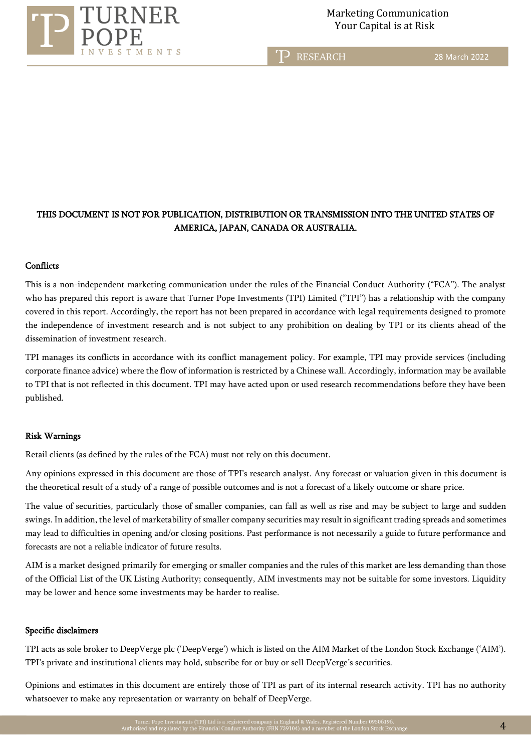**THIS DOCUMENT IS NOT FOR PUBLICATION, DISTRIBUTION OR TRANSMISSION INTO THE UNITED STATES OF AMERICA, JAPAN, CANADA OR AUSTRALIA.**

## Conflicts

This is a non-independent marketing communication under the rules of the Financial Conduct Authority ("FCA"). The analyst who has prepared this report is aware that Turner Pope Investments (TPI) Limited ("TPI") has a relationship with the company covered in this report. Accordingly, the report has not been prepared in accordance with legal requirements designed to promote the independence of investment research and is not subject to any prohibition on dealing by TPI or its clients ahead of the dissemination of investment research.

TPI manages its conflicts in accordance with its conflict management policy. For example, TPI may provide services (including corporate finance advice) where the flow of information is restricted by a Chinese wall. Accordingly, information may be available to TPI that is not reflected in this document. TPI may have acted upon or used research recommendations before they have been published.

## Risk Warnings

Retail clients (as defined by the rules of the FCA) must not rely on this document.

Any opinions expressed in this document are those of TPI's research analyst. Any forecast or valuation given in this document is the theoretical result of a study of a range of possible outcomes and is not a forecast of a likely outcome or share price.

The value of securities, particularly those of smaller companies, can fall as well as rise and may be subject to large and sudden swings. In addition, the level of marketability of smaller company securities may result in significant trading spreads and sometimes may lead to difficulties in opening and/or closing positions. Past performance is not necessarily a guide to future performance and forecasts are not a reliable indicator of future results.

AIM is a market designed primarily for emerging or smaller companies and the rules of this market are less demanding than those of the Official List of the UK Listing Authority; consequently, AIM investments may not be suitable for some investors. Liquidity may be lower and hence some investments may be harder to realise.

## Specific disclaimers

TPI acts as sole broker to DeepVerge plc ('DeepVerge') which is listed on the AIM Market of the London Stock Exchange ('AIM'). TPI's private and institutional clients may hold, subscribe for or buy or sell DeepVerge's securities.

Opinions and estimates in this document are entirely those of TPI as part of its internal research activity. TPI has no authority whatsoever to make any representation or warranty on behalf of DeepVerge.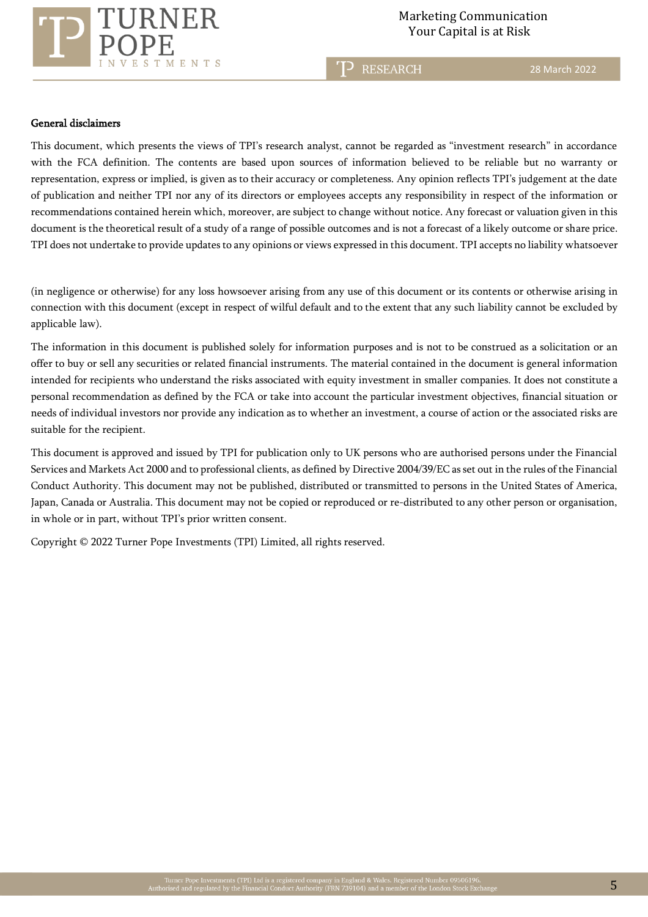**General disclaimers**

This document, which presents the views of TPI's research analyst, cannot be regarded as "investment research" in accordance with the FCA definition. The contents are based upon sources of information believed to be reliable but no warranty or representation, express or implied, is given as to their accuracy or completeness. Any opinion reflects TPI's judgement at the date of publication and neither TPI nor any of its directors or employees accepts any responsibility in respect of the information or recommendations contained herein which, moreover, are subject to change without notice. Any forecast or valuation given in this document is the theoretical result of a study of a range of possible outcomes and is not a forecast of a likely outcome or share price. TPI does not undertake to provide updates to any opinions or views expressed in this document. TPI accepts no liability whatsoever (in negligence or otherwise) for any loss howsoever arising from any use of this document or its contents or otherwise arising in connection with this document (except in respect of wilful default and to the extent that any such liability cannot be excluded by applicable law).

The information in this document is published solely for information purposes and is not to be construed as a solicitation or an offer to buy or sell any securities or related financial instruments. The material contained in the document is general information intended for recipients who understand the risks associated with equity investment in smaller companies. It does not constitute a personal recommendation as defined by the FCA or take into account the particular investment objectives, financial situation or needs of individual investors nor provide any indication as to whether an investment, a course of action or the associated risks are suitable for the recipient.

This document is approved and issued by TPI for publication only to UK persons who are authorised persons under the Financial Services and Markets Act 2000 and to professional clients, as defined by Directive 2004/39/EC as set out in the rules of the Financial Conduct Authority. This document may not be published, distributed or transmitted to persons in the United States of America, Japan, Canada or Australia. This document may not be copied or reproduced or re-distributed to any other person or organisation, in whole or in part, without TPI's prior written consent.

Copyright © 2022 Turner Pope Investments (TPI) Limited, all rights reserved.